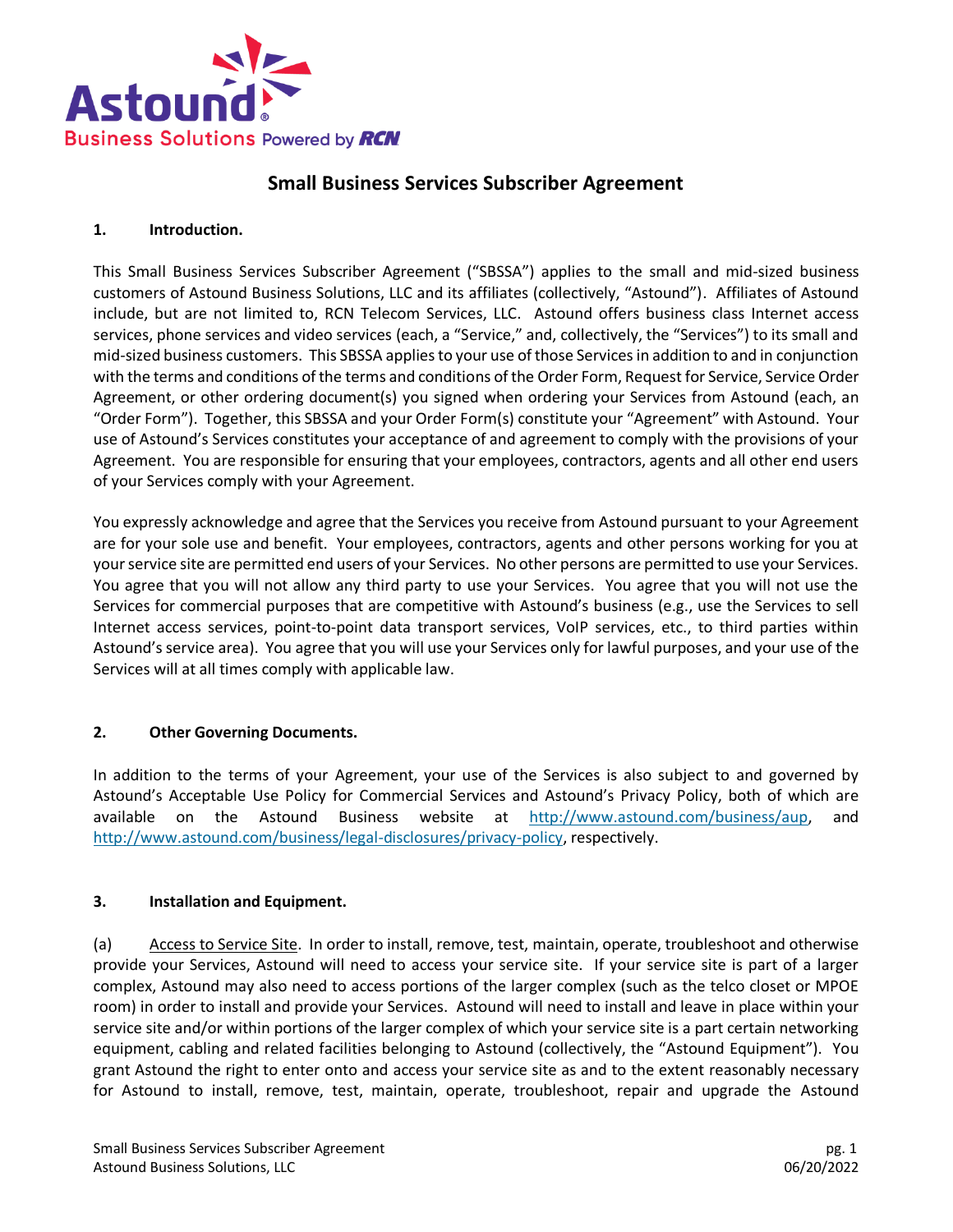# Small Business Services Subscriber Agreement

## 1. Introduction.

This Small Business Services Subscriber Agreement ("SBSSA") applies to the small and mid-sized business customers of Astound Business Solutions, LLC and its affiliates (collectively, "Astound"). Affiliates of Astound include, but are not limited to, RCN Telecom Services, LLC. Astound offers business class Internet access services, phone services and video services (each, a "Service," and, collectively, the "Services") to its small and mid-sized business customers. This SBSSA applies to your use of those Services in addition to and in conjunction with the terms and conditions of the terms and conditions of the Order Form, Request for Service, Service Order Agreement, or other ordering document(s) you signed when ordering your Services from Astound (each, an "Order Form"). Together, this SBSSA and your Order Form(s) constitute your "Agreement" with Astound. Your use of Astound's Services constitutes your acceptance of and agreement to comply with the provisions of your Agreement. You are responsible for ensuring that your employees, contractors, agents and all other end users of your Services comply with your Agreement.

You expressly acknowledge and agree that the Services you receive from Astound pursuant to your Agreement are for your sole use and benefit. Your employees, contractors, agents and other persons working for you at your service site are permitted end users of your Services. No other persons are permitted to use your Services. You agree that you will not allow any third party to use your Services. You agree that you will not use the Services for commercial purposes that are competitive with Astound's business (e.g., use the Services to sell Internet access services, point-to-point data transport services, VoIP services, etc., to third parties within Astound's service area). You agree that you will use your Services only for lawful purposes, and your use of the Services will at all times comply with applicable law.

## 2. Other Governing Documents.

In addition to the terms of your Agreement, your use of the Services is also subject to and governed by Astound's Acceptable Use Policy for Commercial Services and Astound's Privacy Policy, both of which are available on the Astound Business website at http://www.astound.com/business/aup, and http://www.astound.com/business/legal-disclosures/privacy-policy, respectively.

## 3. Installation and Equipment.

(a) Access to Service Site. In order to install, remove, test, maintain, operate, troubleshoot and otherwise provide your Services, Astound will need to access your service site. If your service site is part of a larger complex, Astound may also need to access portions of the larger complex (such as the telco closet or MPOE room) in order to install and provide your Services. Astound will need to install and leave in place within your service site and/or within portions of the larger complex of which your service site is a part certain networking equipment, cabling and related facilities belonging to Astound (collectively, the "Astound Equipment"). You grant Astound the right to enter onto and access your service site as and to the extent reasonably necessary for Astound to install, remove, test, maintain, operate, troubleshoot, repair and upgrade the Astound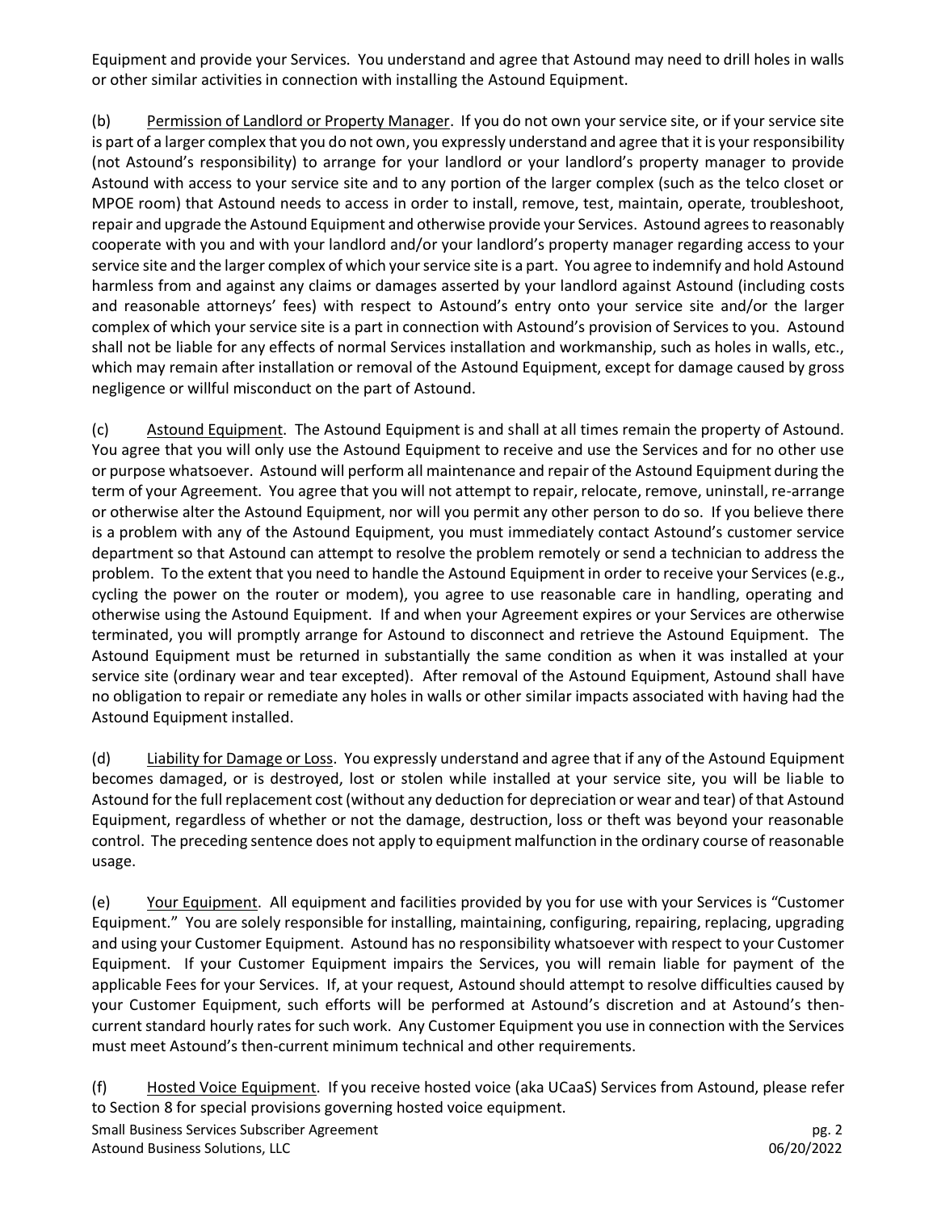Equipment and provide your Services. You understand and agree that Astound may need to drill holes in walls or other similar activities in connection with installing the Astound Equipment.

(b) Permission of Landlord or Property Manager. If you do not own your service site, or if your service site is part of a larger complex that you do not own, you expressly understand and agree that it is your responsibility (not Astound's responsibility) to arrange for your landlord or your landlord's property manager to provide Astound with access to your service site and to any portion of the larger complex (such as the telco closet or MPOE room) that Astound needs to access in order to install, remove, test, maintain, operate, troubleshoot, repair and upgrade the Astound Equipment and otherwise provide your Services. Astound agrees to reasonably cooperate with you and with your landlord and/or your landlord's property manager regarding access to your service site and the larger complex of which your service site is a part. You agree to indemnify and hold Astound harmless from and against any claims or damages asserted by your landlord against Astound (including costs and reasonable attorneys' fees) with respect to Astound's entry onto your service site and/or the larger complex of which your service site is a part in connection with Astound's provision of Services to you. Astound shall not be liable for any effects of normal Services installation and workmanship, such as holes in walls, etc., which may remain after installation or removal of the Astound Equipment, except for damage caused by gross negligence or willful misconduct on the part of Astound.

(c) Astound Equipment. The Astound Equipment is and shall at all times remain the property of Astound. You agree that you will only use the Astound Equipment to receive and use the Services and for no other use or purpose whatsoever. Astound will perform all maintenance and repair of the Astound Equipment during the term of your Agreement. You agree that you will not attempt to repair, relocate, remove, uninstall, re-arrange or otherwise alter the Astound Equipment, nor will you permit any other person to do so. If you believe there is a problem with any of the Astound Equipment, you must immediately contact Astound's customer service department so that Astound can attempt to resolve the problem remotely or send a technician to address the problem. To the extent that you need to handle the Astound Equipment in order to receive your Services (e.g., cycling the power on the router or modem), you agree to use reasonable care in handling, operating and otherwise using the Astound Equipment. If and when your Agreement expires or your Services are otherwise terminated, you will promptly arrange for Astound to disconnect and retrieve the Astound Equipment. The Astound Equipment must be returned in substantially the same condition as when it was installed at your service site (ordinary wear and tear excepted). After removal of the Astound Equipment, Astound shall have no obligation to repair or remediate any holes in walls or other similar impacts associated with having had the Astound Equipment installed.

(d) Liability for Damage or Loss. You expressly understand and agree that if any of the Astound Equipment becomes damaged, or is destroyed, lost or stolen while installed at your service site, you will be liable to Astound for the full replacement cost (without any deduction for depreciation or wear and tear) of that Astound Equipment, regardless of whether or not the damage, destruction, loss or theft was beyond your reasonable control. The preceding sentence does not apply to equipment malfunction in the ordinary course of reasonable usage.

(e) Your Equipment. All equipment and facilities provided by you for use with your Services is "Customer Equipment." You are solely responsible for installing, maintaining, configuring, repairing, replacing, upgrading and using your Customer Equipment. Astound has no responsibility whatsoever with respect to your Customer Equipment. If your Customer Equipment impairs the Services, you will remain liable for payment of the applicable Fees for your Services. If, at your request, Astound should attempt to resolve difficulties caused by your Customer Equipment, such efforts will be performed at Astound's discretion and at Astound's then-current standard hourly rates for such work. Any Customer Equipment you use in connection with the Services must meet Astound's then-current minimum technical and other requirements.

(f) Hosted Voice Equipment. If you receive hosted voice (aka UCaaS) Services from Astound, please refer to Section 8 for special provisions governing hosted voice equipment.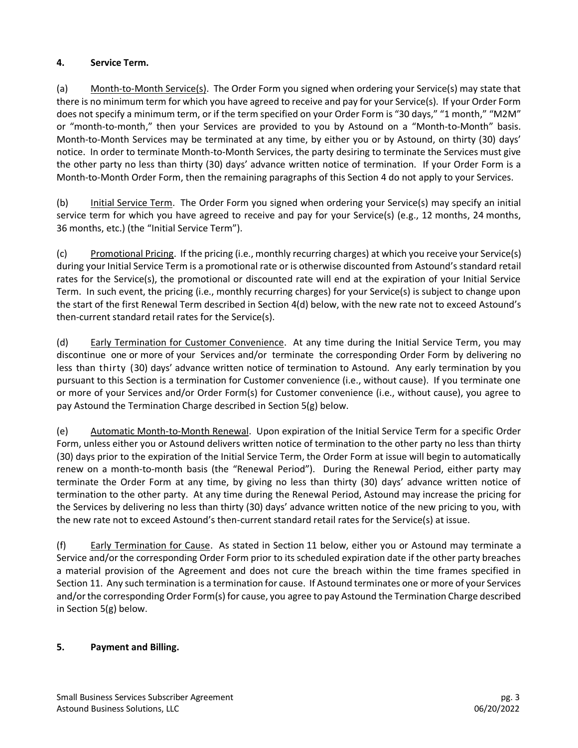## 4. Service Term.

(a) Month-to-Month Service(s). The Order Form you signed when ordering your Service(s) may state that there is no minimum term for which you have agreed to receive and pay for your Service(s). If your Order Form does not specify a minimum term, or if the term specified on your Order Form is "30 days," "1 month," "M2M" or "month-to-month," then your Services are provided to you by Astound on a "Month-to-Month" basis. Month-to-Month Services may be terminated at any time, by either you or by Astound, on thirty (30) days' notice. In order to terminate Month-to-Month Services, the party desiring to terminate the Services must give the other party no less than thirty (30) days' advance written notice of termination. If your Order Form is a Month-to-Month Order Form, then the remaining paragraphs of this Section 4 do not apply to your Services.

(b) Initial Service Term. The Order Form you signed when ordering your Service(s) may specify an initial service term for which you have agreed to receive and pay for your Service(s) (e.g., 12 months, 24 months, 36 months, etc.) (the "Initial Service Term").

(c) Promotional Pricing. If the pricing (i.e., monthly recurring charges) at which you receive your Service(s) during your Initial Service Term is a promotional rate or is otherwise discounted from Astound's standard retail rates for the Service(s), the promotional or discounted rate will end at the expiration of your Initial Service Term. In such event, the pricing (i.e., monthly recurring charges) for your Service(s) is subject to change upon the start of the first Renewal Term described in Section 4(d) below, with the new rate not to exceed Astound's then-current standard retail rates for the Service(s).

(d) Early Termination for Customer Convenience. At any time during the Initial Service Term, you may discontinue one or more of your Services and/or terminate the corresponding Order Form by delivering no less than thirty (30) days' advance written notice of termination to Astound. Any early termination by you pursuant to this Section is a termination for Customer convenience (i.e., without cause). If you terminate one or more of your Services and/or Order Form(s) for Customer convenience (i.e., without cause), you agree to pay Astound the Termination Charge described in Section 5(g) below.

(e) Automatic Month-to-Month Renewal. Upon expiration of the Initial Service Term for a specific Order Form, unless either you or Astound delivers written notice of termination to the other party no less than thirty (30) days prior to the expiration of the Initial Service Term, the Order Form at issue will begin to automatically renew on a month-to-month basis (the "Renewal Period"). During the Renewal Period, either party may terminate the Order Form at any time, by giving no less than thirty (30) days' advance written notice of termination to the other party. At any time during the Renewal Period, Astound may increase the pricing for the Services by delivering no less than thirty (30) days' advance written notice of the new pricing to you, with the new rate not to exceed Astound's then-current standard retail rates for the Service(s) at issue.

(f) Early Termination for Cause. As stated in Section 11 below, either you or Astound may terminate a Service and/or the corresponding Order Form prior to its scheduled expiration date if the other party breaches a material provision of the Agreement and does not cure the breach within the time frames specified in Section 11. Any such termination is a termination for cause. If Astound terminates one or more of your Services and/or the corresponding Order Form(s) for cause, you agree to pay Astound the Termination Charge described in Section 5(g) below.

## 5. Payment and Billing.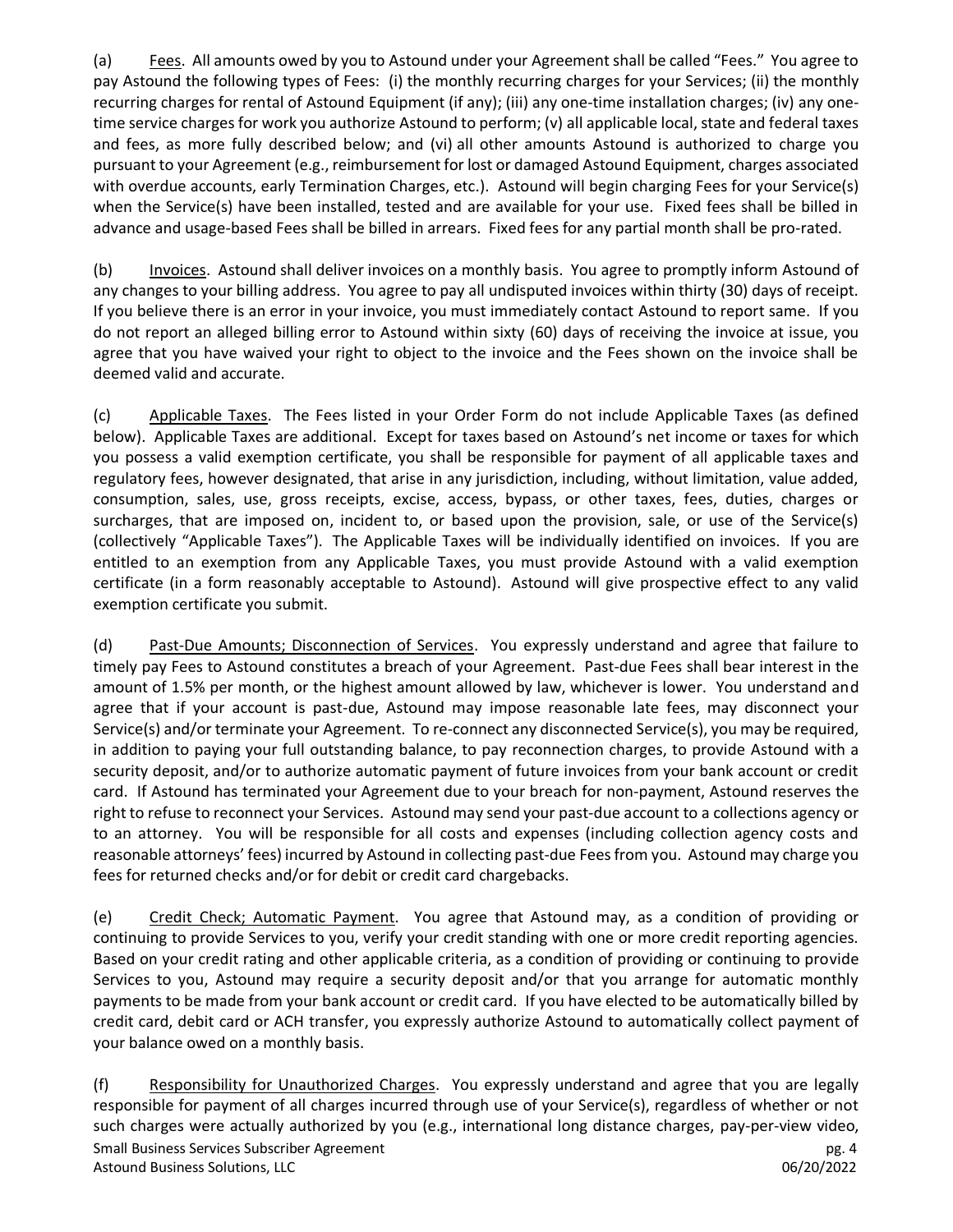(a) Fees. All amounts owed by you to Astound under your Agreement shall be called "Fees." You agree to pay Astound the following types of Fees: (i) the monthly recurring charges for your Services; (ii) the monthly recurring charges for rental of Astound Equipment (if any); (iii) any one-time installation charges; (iv) any one-time service charges for work you authorize Astound to perform; (v) all applicable local, state and federal taxes and fees, as more fully described below; and (vi) all other amounts Astound is authorized to charge you pursuant to your Agreement (e.g., reimbursement for lost or damaged Astound Equipment, charges associated with overdue accounts, early Termination Charges, etc.). Astound will begin charging Fees for your Service(s) when the Service(s) have been installed, tested and are available for your use. Fixed fees shall be billed in advance and usage-based Fees shall be billed in arrears. Fixed fees for any partial month shall be pro-rated.

(b) Invoices. Astound shall deliver invoices on a monthly basis. You agree to promptly inform Astound of any changes to your billing address. You agree to pay all undisputed invoices within thirty (30) days of receipt. If you believe there is an error in your invoice, you must immediately contact Astound to report same. If you do not report an alleged billing error to Astound within sixty (60) days of receiving the invoice at issue, you agree that you have waived your right to object to the invoice and the Fees shown on the invoice shall be deemed valid and accurate.

(c) Applicable Taxes. The Fees listed in your Order Form do not include Applicable Taxes (as defined below). Applicable Taxes are additional. Except for taxes based on Astound's net income or taxes for which you possess a valid exemption certificate, you shall be responsible for payment of all applicable taxes and regulatory fees, however designated, that arise in any jurisdiction, including, without limitation, value added, consumption, sales, use, gross receipts, excise, access, bypass, or other taxes, fees, duties, charges or surcharges, that are imposed on, incident to, or based upon the provision, sale, or use of the Service(s) (collectively "Applicable Taxes"). The Applicable Taxes will be individually identified on invoices. If you are entitled to an exemption from any Applicable Taxes, you must provide Astound with a valid exemption certificate (in a form reasonably acceptable to Astound). Astound will give prospective effect to any valid exemption certificate you submit.

(d) Past-Due Amounts; Disconnection of Services. You expressly understand and agree that failure to timely pay Fees to Astound constitutes a breach of your Agreement. Past-due Fees shall bear interest in the amount of 1.5% per month, or the highest amount allowed by law, whichever is lower. You understand and agree that if your account is past-due, Astound may impose reasonable late fees, may disconnect your Service(s) and/or terminate your Agreement. To re-connect any disconnected Service(s), you may be required, in addition to paying your full outstanding balance, to pay reconnection charges, to provide Astound with a security deposit, and/or to authorize automatic payment of future invoices from your bank account or credit card. If Astound has terminated your Agreement due to your breach for non-payment, Astound reserves the right to refuse to reconnect your Services. Astound may send your past-due account to a collections agency or to an attorney. You will be responsible for all costs and expenses (including collection agency costs and reasonable attorneys' fees) incurred by Astound in collecting past-due Fees from you. Astound may charge you fees for returned checks and/or for debit or credit card chargebacks.

(e) Credit Check; Automatic Payment. You agree that Astound may, as a condition of providing or continuing to provide Services to you, verify your credit standing with one or more credit reporting agencies. Based on your credit rating and other applicable criteria, as a condition of providing or continuing to provide Services to you, Astound may require a security deposit and/or that you arrange for automatic monthly payments to be made from your bank account or credit card. If you have elected to be automatically billed by credit card, debit card or ACH transfer, you expressly authorize Astound to automatically collect payment of your balance owed on a monthly basis.

(f) Responsibility for Unauthorized Charges. You expressly understand and agree that you are legally responsible for payment of all charges incurred through use of your Service(s), regardless of whether or not such charges were actually authorized by you (e.g., international long distance charges, pay-per-view video,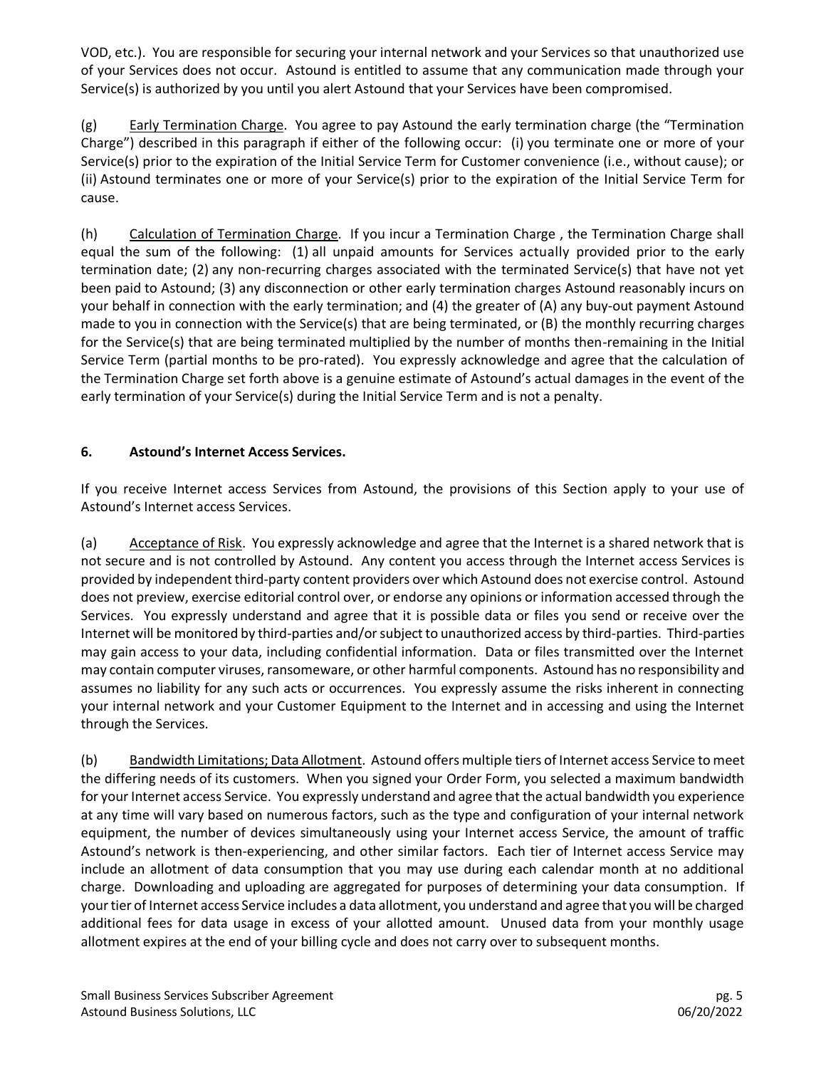VOD, etc.). You are responsible for securing your internal network and your Services so that unauthorized use of your Services does not occur. Astound is entitled to assume that any communication made through your Service(s) is authorized by you until you alert Astound that your Services have been compromised.

(g) Early Termination Charge. You agree to pay Astound the early termination charge (the "Termination Charge") described in this paragraph if either of the following occur: (i) you terminate one or more of your Service(s) prior to the expiration of the Initial Service Term for Customer convenience (i.e., without cause); or (ii) Astound terminates one or more of your Service(s) prior to the expiration of the Initial Service Term for cause.

(h) Calculation of Termination Charge. If you incur a Termination Charge , the Termination Charge shall equal the sum of the following: (1) all unpaid amounts for Services actually provided prior to the early termination date; (2) any non-recurring charges associated with the terminated Service(s) that have not yet been paid to Astound; (3) any disconnection or other early termination charges Astound reasonably incurs on your behalf in connection with the early termination; and (4) the greater of (A) any buy-out payment Astound made to you in connection with the Service(s) that are being terminated, or (B) the monthly recurring charges for the Service(s) that are being terminated multiplied by the number of months then-remaining in the Initial Service Term (partial months to be pro-rated). You expressly acknowledge and agree that the calculation of the Termination Charge set forth above is a genuine estimate of Astound's actual damages in the event of the early termination of your Service(s) during the Initial Service Term and is not a penalty.

## 6. Astound's Internet Access Services.

If you receive Internet access Services from Astound, the provisions of this Section apply to your use of Astound's Internet access Services.

(a) Acceptance of Risk. You expressly acknowledge and agree that the Internet is a shared network that is not secure and is not controlled by Astound. Any content you access through the Internet access Services is provided by independent third-party content providers over which Astound does not exercise control. Astound does not preview, exercise editorial control over, or endorse any opinions or information accessed through the Services. You expressly understand and agree that it is possible data or files you send or receive over the Internet will be monitored by third-parties and/or subject to unauthorized access by third-parties. Third-parties may gain access to your data, including confidential information. Data or files transmitted over the Internet may contain computer viruses, ransomeware, or other harmful components. Astound has no responsibility and assumes no liability for any such acts or occurrences. You expressly assume the risks inherent in connecting your internal network and your Customer Equipment to the Internet and in accessing and using the Internet through the Services.

(b) Bandwidth Limitations; Data Allotment. Astound offers multiple tiers of Internet access Service to meet the differing needs of its customers. When you signed your Order Form, you selected a maximum bandwidth for your Internet access Service. You expressly understand and agree that the actual bandwidth you experience at any time will vary based on numerous factors, such as the type and configuration of your internal network equipment, the number of devices simultaneously using your Internet access Service, the amount of traffic Astound's network is then-experiencing, and other similar factors. Each tier of Internet access Service may include an allotment of data consumption that you may use during each calendar month at no additional charge. Downloading and uploading are aggregated for purposes of determining your data consumption. If your tier of Internet access Service includes a data allotment, you understand and agree that you will be charged additional fees for data usage in excess of your allotted amount. Unused data from your monthly usage allotment expires at the end of your billing cycle and does not carry over to subsequent months.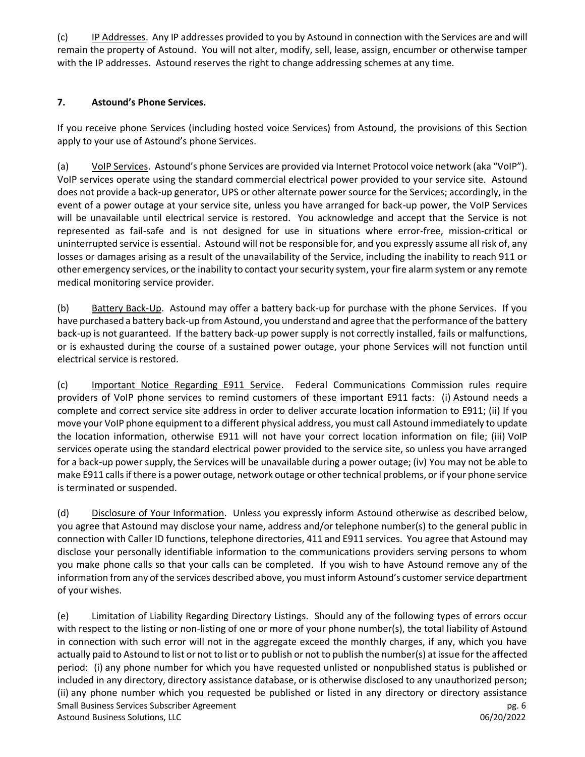(c) <u>IP Addresses</u>. Any IP addresses provided to you by Astound in connection with the Services are and will remain the property of Astound. You will not alter, modify, sell, lease, assign, encumber or otherwise tamper with the IP addresses. Astound reserves the right to change addressing schemes at any time.

## 7. Astound's Phone Services.

If you receive phone Services (including hosted voice Services) from Astound, the provisions of this Section apply to your use of Astound's phone Services.

(a) <u>VoIP Services</u>. Astound's phone Services are provided via Internet Protocol voice network (aka "VoIP"). VoIP services operate using the standard commercial electrical power provided to your service site. Astound does not provide a back-up generator, UPS or other alternate power source for the Services; accordingly, in the event of a power outage at your service site, unless you have arranged for back-up power, the VoIP Services will be unavailable until electrical service is restored. You acknowledge and accept that the Service is not represented as fail-safe and is not designed for use in situations where error-free, mission-critical or uninterrupted service is essential. Astound will not be responsible for, and you expressly assume all risk of, any losses or damages arising as a result of the unavailability of the Service, including the inability to reach 911 or other emergency services, or the inability to contact your security system, your fire alarm system or any remote medical monitoring service provider.

(b) <u>Battery Back-Up</u>. Astound may offer a battery back-up for purchase with the phone Services. If you have purchased a battery back-up from Astound, you understand and agree that the performance of the battery back-up is not guaranteed. If the battery back-up power supply is not correctly installed, fails or malfunctions, or is exhausted during the course of a sustained power outage, your phone Services will not function until electrical service is restored.

(c) <u>Important Notice Regarding E911 Service</u>. Federal Communications Commission rules require providers of VoIP phone services to remind customers of these important E911 facts: (i) Astound needs a complete and correct service site address in order to deliver accurate location information to E911; (ii) If you move your VoIP phone equipment to a different physical address, you must call Astound immediately to update the location information, otherwise E911 will not have your correct location information on file; (iii) VoIP services operate using the standard electrical power provided to the service site, so unless you have arranged for a back-up power supply, the Services will be unavailable during a power outage; (iv) You may not be able to make E911 calls if there is a power outage, network outage or other technical problems, or if your phone service is terminated or suspended.

(d) <u>Disclosure of Your Information</u>. Unless you expressly inform Astound otherwise as described below, you agree that Astound may disclose your name, address and/or telephone number(s) to the general public in connection with Caller ID functions, telephone directories, 411 and E911 services. You agree that Astound may disclose your personally identifiable information to the communications providers serving persons to whom you make phone calls so that your calls can be completed. If you wish to have Astound remove any of the information from any of the services described above, you must inform Astound's customer service department of your wishes.

(e) <u>Limitation of Liability Regarding Directory Listings</u>. Should any of the following types of errors occur with respect to the listing or non-listing of one or more of your phone number(s), the total liability of Astound in connection with such error will not in the aggregate exceed the monthly charges, if any, which you have actually paid to Astound to list or not to list or to publish or not to publish the number(s) at issue for the affected period: (i) any phone number for which you have requested unlisted or nonpublished status is published or included in any directory, directory assistance database, or is otherwise disclosed to any unauthorized person; (ii) any phone number which you requested be published or listed in any directory or directory assistance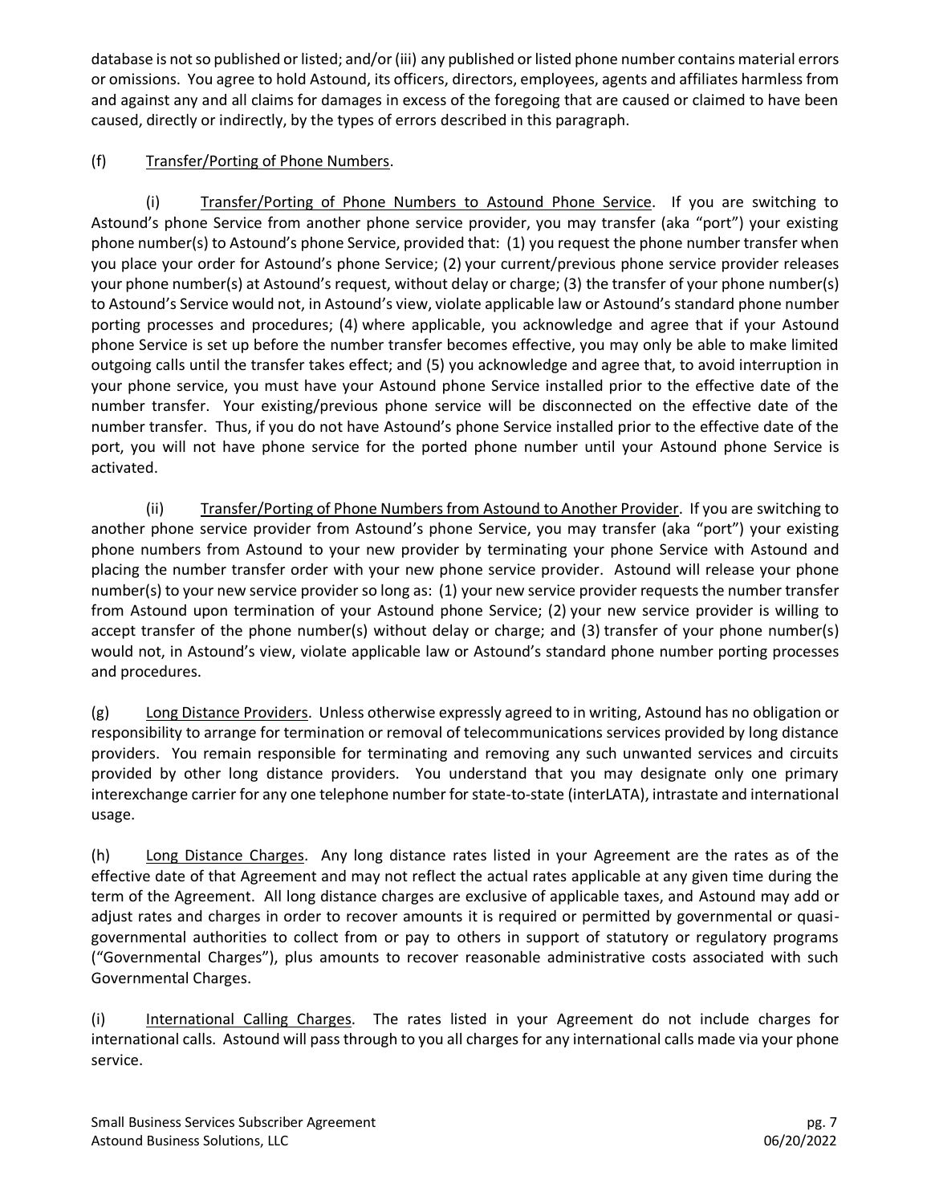database is not so published or listed; and/or (iii) any published or listed phone number contains material errors or omissions. You agree to hold Astound, its officers, directors, employees, agents and affiliates harmless from and against any and all claims for damages in excess of the foregoing that are caused or claimed to have been caused, directly or indirectly, by the types of errors described in this paragraph.

(f) Transfer/Porting of Phone Numbers.

(i) Transfer/Porting of Phone Numbers to Astound Phone Service. If you are switching to Astound's phone Service from another phone service provider, you may transfer (aka "port") your existing phone number(s) to Astound's phone Service, provided that: (1) you request the phone number transfer when you place your order for Astound's phone Service; (2) your current/previous phone service provider releases your phone number(s) at Astound's request, without delay or charge; (3) the transfer of your phone number(s) to Astound's Service would not, in Astound's view, violate applicable law or Astound's standard phone number porting processes and procedures; (4) where applicable, you acknowledge and agree that if your Astound phone Service is set up before the number transfer becomes effective, you may only be able to make limited outgoing calls until the transfer takes effect; and (5) you acknowledge and agree that, to avoid interruption in your phone service, you must have your Astound phone Service installed prior to the effective date of the number transfer. Your existing/previous phone service will be disconnected on the effective date of the number transfer. Thus, if you do not have Astound's phone Service installed prior to the effective date of the port, you will not have phone service for the ported phone number until your Astound phone Service is activated.

(ii) Transfer/Porting of Phone Numbers from Astound to Another Provider. If you are switching to another phone service provider from Astound's phone Service, you may transfer (aka "port") your existing phone numbers from Astound to your new provider by terminating your phone Service with Astound and placing the number transfer order with your new phone service provider. Astound will release your phone number(s) to your new service provider so long as: (1) your new service provider requests the number transfer from Astound upon termination of your Astound phone Service; (2) your new service provider is willing to accept transfer of the phone number(s) without delay or charge; and (3) transfer of your phone number(s) would not, in Astound's view, violate applicable law or Astound's standard phone number porting processes and procedures.

(g) Long Distance Providers. Unless otherwise expressly agreed to in writing, Astound has no obligation or responsibility to arrange for termination or removal of telecommunications services provided by long distance providers. You remain responsible for terminating and removing any such unwanted services and circuits provided by other long distance providers. You understand that you may designate only one primary interexchange carrier for any one telephone number for state-to-state (interLATA), intrastate and international usage.

(h) Long Distance Charges. Any long distance rates listed in your Agreement are the rates as of the effective date of that Agreement and may not reflect the actual rates applicable at any given time during the term of the Agreement. All long distance charges are exclusive of applicable taxes, and Astound may add or adjust rates and charges in order to recover amounts it is required or permitted by governmental or quasi-governmental authorities to collect from or pay to others in support of statutory or regulatory programs ("Governmental Charges"), plus amounts to recover reasonable administrative costs associated with such Governmental Charges.

(i) International Calling Charges. The rates listed in your Agreement do not include charges for international calls. Astound will pass through to you all charges for any international calls made via your phone service.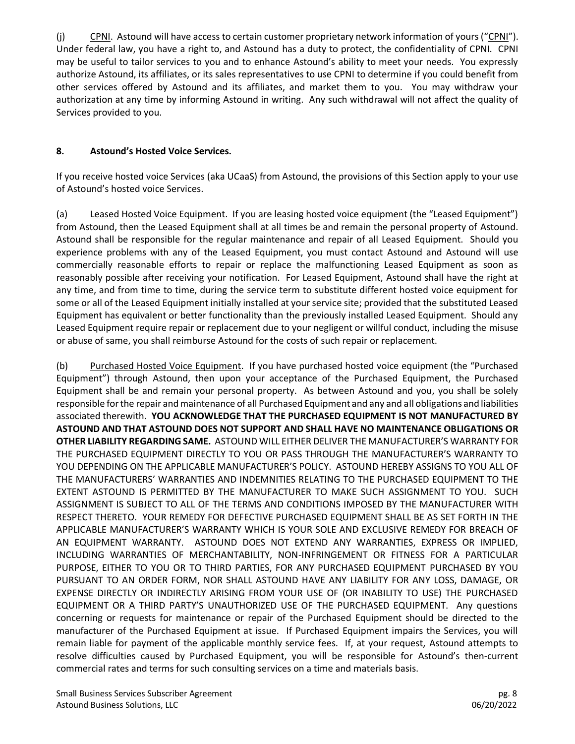(j) CPNI. Astound will have access to certain customer proprietary network information of yours ("CPNI"). Under federal law, you have a right to, and Astound has a duty to protect, the confidentiality of CPNI. CPNI may be useful to tailor services to you and to enhance Astound's ability to meet your needs. You expressly authorize Astound, its affiliates, or its sales representatives to use CPNI to determine if you could benefit from other services offered by Astound and its affiliates, and market them to you. You may withdraw your authorization at any time by informing Astound in writing. Any such withdrawal will not affect the quality of Services provided to you.

**8. Astound's Hosted Voice Services.**

If you receive hosted voice Services (aka UCaaS) from Astound, the provisions of this Section apply to your use of Astound's hosted voice Services.

(a) Leased Hosted Voice Equipment. If you are leasing hosted voice equipment (the "Leased Equipment") from Astound, then the Leased Equipment shall at all times be and remain the personal property of Astound. Astound shall be responsible for the regular maintenance and repair of all Leased Equipment. Should you experience problems with any of the Leased Equipment, you must contact Astound and Astound will use commercially reasonable efforts to repair or replace the malfunctioning Leased Equipment as soon as reasonably possible after receiving your notification. For Leased Equipment, Astound shall have the right at any time, and from time to time, during the service term to substitute different hosted voice equipment for some or all of the Leased Equipment initially installed at your service site; provided that the substituted Leased Equipment has equivalent or better functionality than the previously installed Leased Equipment. Should any Leased Equipment require repair or replacement due to your negligent or willful conduct, including the misuse or abuse of same, you shall reimburse Astound for the costs of such repair or replacement.

(b) Purchased Hosted Voice Equipment. If you have purchased hosted voice equipment (the "Purchased Equipment") through Astound, then upon your acceptance of the Purchased Equipment, the Purchased Equipment shall be and remain your personal property. As between Astound and you, you shall be solely responsible for the repair and maintenance of all Purchased Equipment and any and all obligations and liabilities associated therewith. **YOU ACKNOWLEDGE THAT THE PURCHASED EQUIPMENT IS NOT MANUFACTURED BY ASTOUND AND THAT ASTOUND DOES NOT SUPPORT AND SHALL HAVE NO MAINTENANCE OBLIGATIONS OR OTHER LIABILITY REGARDING SAME.** ASTOUND WILL EITHER DELIVER THE MANUFACTURER'S WARRANTY FOR THE PURCHASED EQUIPMENT DIRECTLY TO YOU OR PASS THROUGH THE MANUFACTURER'S WARRANTY TO YOU DEPENDING ON THE APPLICABLE MANUFACTURER'S POLICY. ASTOUND HEREBY ASSIGNS TO YOU ALL OF THE MANUFACTURERS' WARRANTIES AND INDEMNITIES RELATING TO THE PURCHASED EQUIPMENT TO THE EXTENT ASTOUND IS PERMITTED BY THE MANUFACTURER TO MAKE SUCH ASSIGNMENT TO YOU. SUCH ASSIGNMENT IS SUBJECT TO ALL OF THE TERMS AND CONDITIONS IMPOSED BY THE MANUFACTURER WITH RESPECT THERETO. YOUR REMEDY FOR DEFECTIVE PURCHASED EQUIPMENT SHALL BE AS SET FORTH IN THE APPLICABLE MANUFACTURER'S WARRANTY WHICH IS YOUR SOLE AND EXCLUSIVE REMEDY FOR BREACH OF AN EQUIPMENT WARRANTY. ASTOUND DOES NOT EXTEND ANY WARRANTIES, EXPRESS OR IMPLIED, INCLUDING WARRANTIES OF MERCHANTABILITY, NON-INFRINGEMENT OR FITNESS FOR A PARTICULAR PURPOSE, EITHER TO YOU OR TO THIRD PARTIES, FOR ANY PURCHASED EQUIPMENT PURCHASED BY YOU PURSUANT TO AN ORDER FORM, NOR SHALL ASTOUND HAVE ANY LIABILITY FOR ANY LOSS, DAMAGE, OR EXPENSE DIRECTLY OR INDIRECTLY ARISING FROM YOUR USE OF (OR INABILITY TO USE) THE PURCHASED EQUIPMENT OR A THIRD PARTY'S UNAUTHORIZED USE OF THE PURCHASED EQUIPMENT. Any questions concerning or requests for maintenance or repair of the Purchased Equipment should be directed to the manufacturer of the Purchased Equipment at issue. If Purchased Equipment impairs the Services, you will remain liable for payment of the applicable monthly service fees. If, at your request, Astound attempts to resolve difficulties caused by Purchased Equipment, you will be responsible for Astound's then-current commercial rates and terms for such consulting services on a time and materials basis.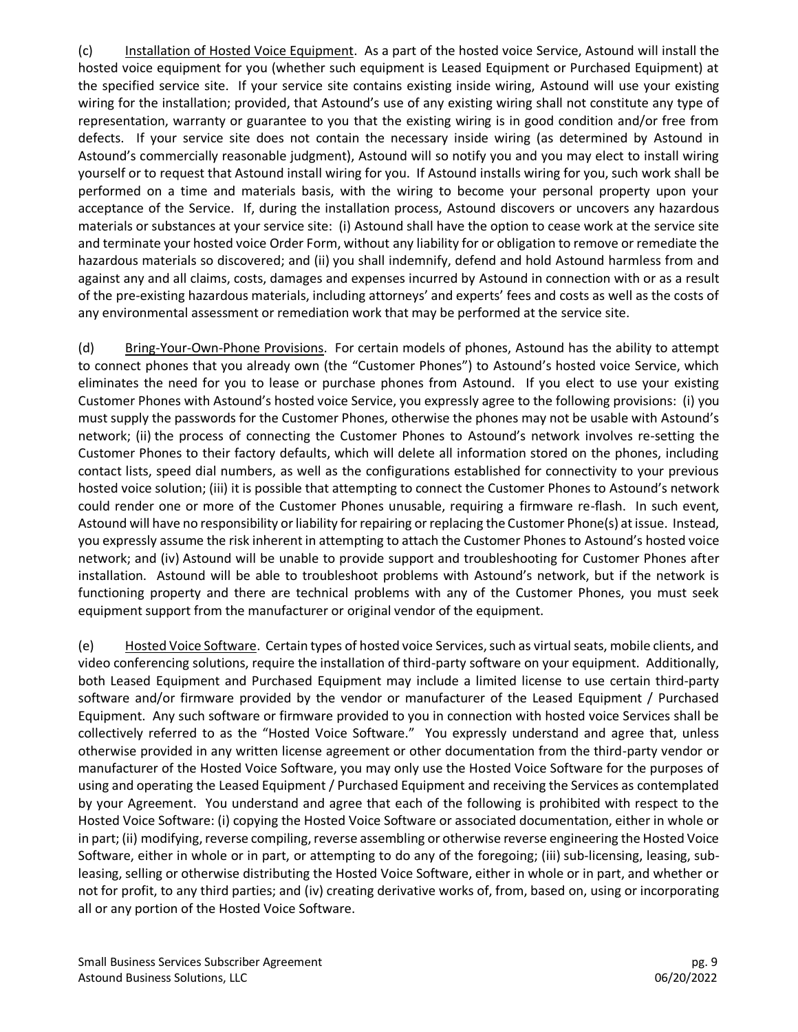(c) Installation of Hosted Voice Equipment. As a part of the hosted voice Service, Astound will install the hosted voice equipment for you (whether such equipment is Leased Equipment or Purchased Equipment) at the specified service site. If your service site contains existing inside wiring, Astound will use your existing wiring for the installation; provided, that Astound's use of any existing wiring shall not constitute any type of representation, warranty or guarantee to you that the existing wiring is in good condition and/or free from defects. If your service site does not contain the necessary inside wiring (as determined by Astound in Astound's commercially reasonable judgment), Astound will so notify you and you may elect to install wiring yourself or to request that Astound install wiring for you. If Astound installs wiring for you, such work shall be performed on a time and materials basis, with the wiring to become your personal property upon your acceptance of the Service. If, during the installation process, Astound discovers or uncovers any hazardous materials or substances at your service site: (i) Astound shall have the option to cease work at the service site and terminate your hosted voice Order Form, without any liability for or obligation to remove or remediate the hazardous materials so discovered; and (ii) you shall indemnify, defend and hold Astound harmless from and against any and all claims, costs, damages and expenses incurred by Astound in connection with or as a result of the pre-existing hazardous materials, including attorneys' and experts' fees and costs as well as the costs of any environmental assessment or remediation work that may be performed at the service site.

(d) Bring-Your-Own-Phone Provisions. For certain models of phones, Astound has the ability to attempt to connect phones that you already own (the "Customer Phones") to Astound's hosted voice Service, which eliminates the need for you to lease or purchase phones from Astound. If you elect to use your existing Customer Phones with Astound's hosted voice Service, you expressly agree to the following provisions: (i) you must supply the passwords for the Customer Phones, otherwise the phones may not be usable with Astound's network; (ii) the process of connecting the Customer Phones to Astound's network involves re-setting the Customer Phones to their factory defaults, which will delete all information stored on the phones, including contact lists, speed dial numbers, as well as the configurations established for connectivity to your previous hosted voice solution; (iii) it is possible that attempting to connect the Customer Phones to Astound's network could render one or more of the Customer Phones unusable, requiring a firmware re-flash. In such event, Astound will have no responsibility or liability for repairing or replacing the Customer Phone(s) at issue. Instead, you expressly assume the risk inherent in attempting to attach the Customer Phones to Astound's hosted voice network; and (iv) Astound will be unable to provide support and troubleshooting for Customer Phones after installation. Astound will be able to troubleshoot problems with Astound's network, but if the network is functioning property and there are technical problems with any of the Customer Phones, you must seek equipment support from the manufacturer or original vendor of the equipment.

(e) Hosted Voice Software. Certain types of hosted voice Services, such as virtual seats, mobile clients, and video conferencing solutions, require the installation of third-party software on your equipment. Additionally, both Leased Equipment and Purchased Equipment may include a limited license to use certain third-party software and/or firmware provided by the vendor or manufacturer of the Leased Equipment / Purchased Equipment. Any such software or firmware provided to you in connection with hosted voice Services shall be collectively referred to as the "Hosted Voice Software." You expressly understand and agree that, unless otherwise provided in any written license agreement or other documentation from the third-party vendor or manufacturer of the Hosted Voice Software, you may only use the Hosted Voice Software for the purposes of using and operating the Leased Equipment / Purchased Equipment and receiving the Services as contemplated by your Agreement. You understand and agree that each of the following is prohibited with respect to the Hosted Voice Software: (i) copying the Hosted Voice Software or associated documentation, either in whole or in part; (ii) modifying, reverse compiling, reverse assembling or otherwise reverse engineering the Hosted Voice Software, either in whole or in part, or attempting to do any of the foregoing; (iii) sub-licensing, leasing, sub-leasing, selling or otherwise distributing the Hosted Voice Software, either in whole or in part, and whether or not for profit, to any third parties; and (iv) creating derivative works of, from, based on, using or incorporating all or any portion of the Hosted Voice Software.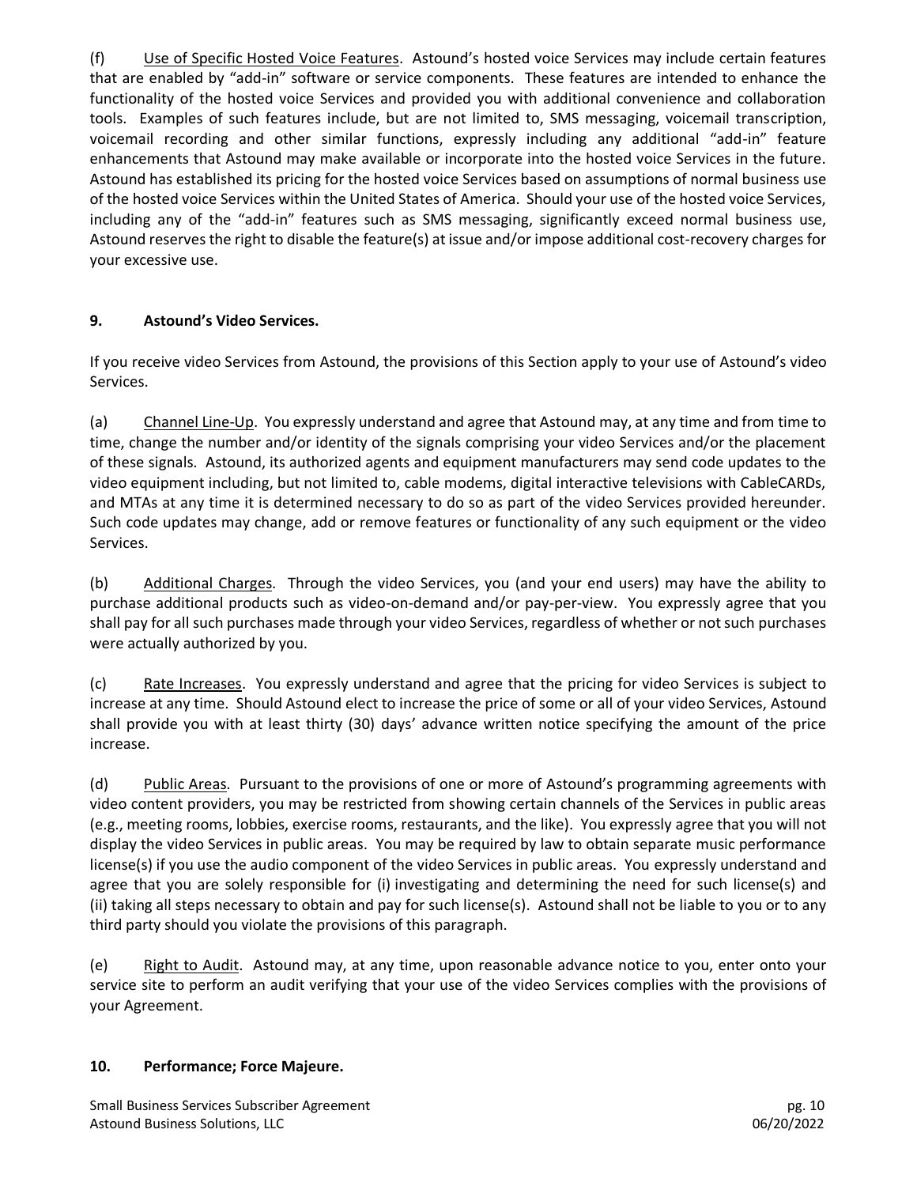(f) Use of Specific Hosted Voice Features. Astound's hosted voice Services may include certain features that are enabled by "add-in" software or service components. These features are intended to enhance the functionality of the hosted voice Services and provided you with additional convenience and collaboration tools. Examples of such features include, but are not limited to, SMS messaging, voicemail transcription, voicemail recording and other similar functions, expressly including any additional "add-in" feature enhancements that Astound may make available or incorporate into the hosted voice Services in the future. Astound has established its pricing for the hosted voice Services based on assumptions of normal business use of the hosted voice Services within the United States of America. Should your use of the hosted voice Services, including any of the "add-in" features such as SMS messaging, significantly exceed normal business use, Astound reserves the right to disable the feature(s) at issue and/or impose additional cost-recovery charges for your excessive use.

## 9. Astound's Video Services.

If you receive video Services from Astound, the provisions of this Section apply to your use of Astound's video Services.

(a) Channel Line-Up. You expressly understand and agree that Astound may, at any time and from time to time, change the number and/or identity of the signals comprising your video Services and/or the placement of these signals. Astound, its authorized agents and equipment manufacturers may send code updates to the video equipment including, but not limited to, cable modems, digital interactive televisions with CableCARDs, and MTAs at any time it is determined necessary to do so as part of the video Services provided hereunder. Such code updates may change, add or remove features or functionality of any such equipment or the video Services.

(b) Additional Charges. Through the video Services, you (and your end users) may have the ability to purchase additional products such as video-on-demand and/or pay-per-view. You expressly agree that you shall pay for all such purchases made through your video Services, regardless of whether or not such purchases were actually authorized by you.

(c) Rate Increases. You expressly understand and agree that the pricing for video Services is subject to increase at any time. Should Astound elect to increase the price of some or all of your video Services, Astound shall provide you with at least thirty (30) days' advance written notice specifying the amount of the price increase.

(d) Public Areas. Pursuant to the provisions of one or more of Astound's programming agreements with video content providers, you may be restricted from showing certain channels of the Services in public areas (e.g., meeting rooms, lobbies, exercise rooms, restaurants, and the like). You expressly agree that you will not display the video Services in public areas. You may be required by law to obtain separate music performance license(s) if you use the audio component of the video Services in public areas. You expressly understand and agree that you are solely responsible for (i) investigating and determining the need for such license(s) and (ii) taking all steps necessary to obtain and pay for such license(s). Astound shall not be liable to you or to any third party should you violate the provisions of this paragraph.

(e) Right to Audit. Astound may, at any time, upon reasonable advance notice to you, enter onto your service site to perform an audit verifying that your use of the video Services complies with the provisions of your Agreement.

## 10. Performance; Force Majeure.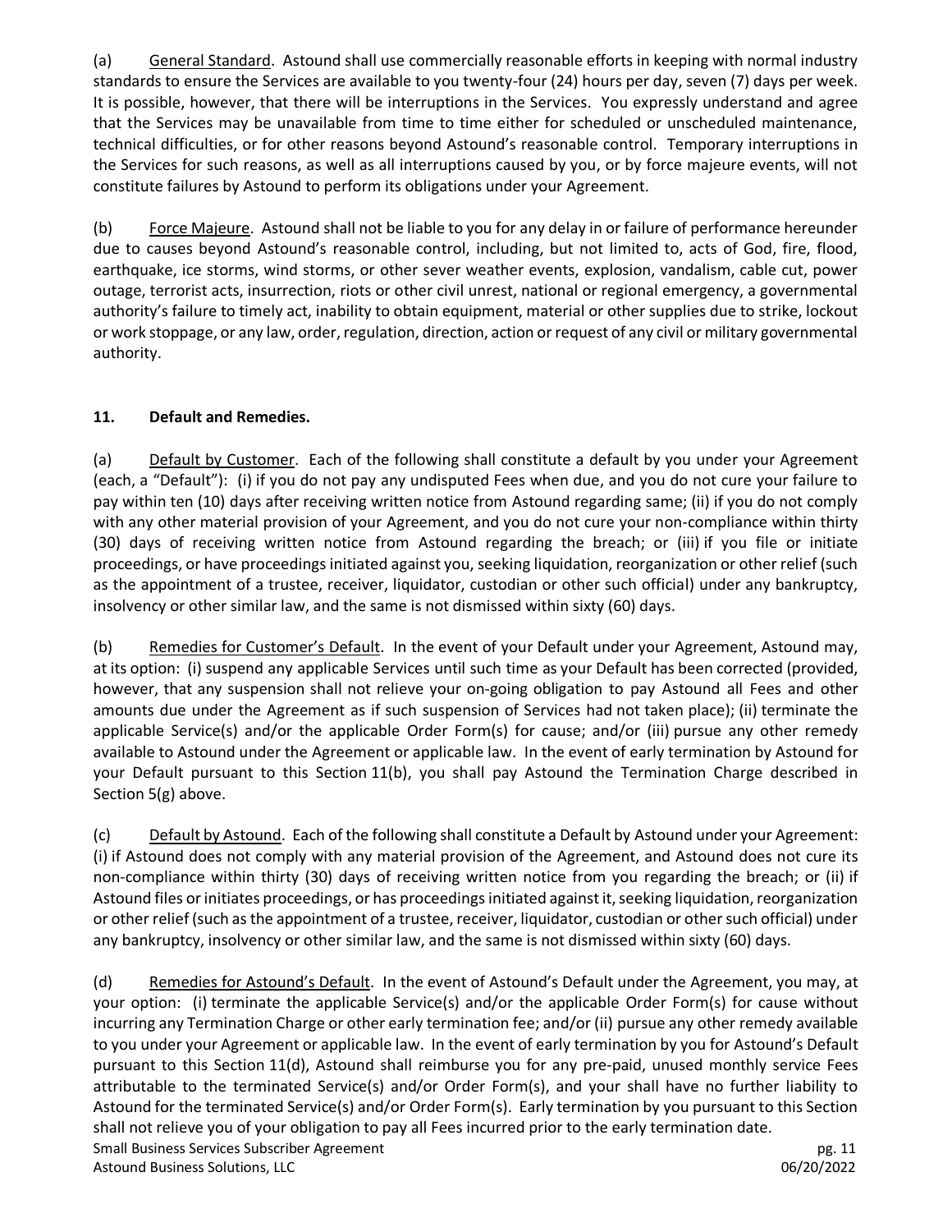(a) General Standard. Astound shall use commercially reasonable efforts in keeping with normal industry standards to ensure the Services are available to you twenty-four (24) hours per day, seven (7) days per week. It is possible, however, that there will be interruptions in the Services. You expressly understand and agree that the Services may be unavailable from time to time either for scheduled or unscheduled maintenance, technical difficulties, or for other reasons beyond Astound's reasonable control. Temporary interruptions in the Services for such reasons, as well as all interruptions caused by you, or by force majeure events, will not constitute failures by Astound to perform its obligations under your Agreement.

(b) Force Majeure. Astound shall not be liable to you for any delay in or failure of performance hereunder due to causes beyond Astound's reasonable control, including, but not limited to, acts of God, fire, flood, earthquake, ice storms, wind storms, or other sever weather events, explosion, vandalism, cable cut, power outage, terrorist acts, insurrection, riots or other civil unrest, national or regional emergency, a governmental authority's failure to timely act, inability to obtain equipment, material or other supplies due to strike, lockout or work stoppage, or any law, order, regulation, direction, action or request of any civil or military governmental authority.

## 11. Default and Remedies.

(a) Default by Customer. Each of the following shall constitute a default by you under your Agreement (each, a "Default"): (i) if you do not pay any undisputed Fees when due, and you do not cure your failure to pay within ten (10) days after receiving written notice from Astound regarding same; (ii) if you do not comply with any other material provision of your Agreement, and you do not cure your non-compliance within thirty (30) days of receiving written notice from Astound regarding the breach; or (iii) if you file or initiate proceedings, or have proceedings initiated against you, seeking liquidation, reorganization or other relief (such as the appointment of a trustee, receiver, liquidator, custodian or other such official) under any bankruptcy, insolvency or other similar law, and the same is not dismissed within sixty (60) days.

(b) Remedies for Customer's Default. In the event of your Default under your Agreement, Astound may, at its option: (i) suspend any applicable Services until such time as your Default has been corrected (provided, however, that any suspension shall not relieve your on-going obligation to pay Astound all Fees and other amounts due under the Agreement as if such suspension of Services had not taken place); (ii) terminate the applicable Service(s) and/or the applicable Order Form(s) for cause; and/or (iii) pursue any other remedy available to Astound under the Agreement or applicable law. In the event of early termination by Astound for your Default pursuant to this Section 11(b), you shall pay Astound the Termination Charge described in Section 5(g) above.

(c) Default by Astound. Each of the following shall constitute a Default by Astound under your Agreement: (i) if Astound does not comply with any material provision of the Agreement, and Astound does not cure its non-compliance within thirty (30) days of receiving written notice from you regarding the breach; or (ii) if Astound files or initiates proceedings, or has proceedings initiated against it, seeking liquidation, reorganization or other relief (such as the appointment of a trustee, receiver, liquidator, custodian or other such official) under any bankruptcy, insolvency or other similar law, and the same is not dismissed within sixty (60) days.

(d) Remedies for Astound's Default. In the event of Astound's Default under the Agreement, you may, at your option: (i) terminate the applicable Service(s) and/or the applicable Order Form(s) for cause without incurring any Termination Charge or other early termination fee; and/or (ii) pursue any other remedy available to you under your Agreement or applicable law. In the event of early termination by you for Astound's Default pursuant to this Section 11(d), Astound shall reimburse you for any pre-paid, unused monthly service Fees attributable to the terminated Service(s) and/or Order Form(s), and your shall have no further liability to Astound for the terminated Service(s) and/or Order Form(s). Early termination by you pursuant to this Section shall not relieve you of your obligation to pay all Fees incurred prior to the early termination date.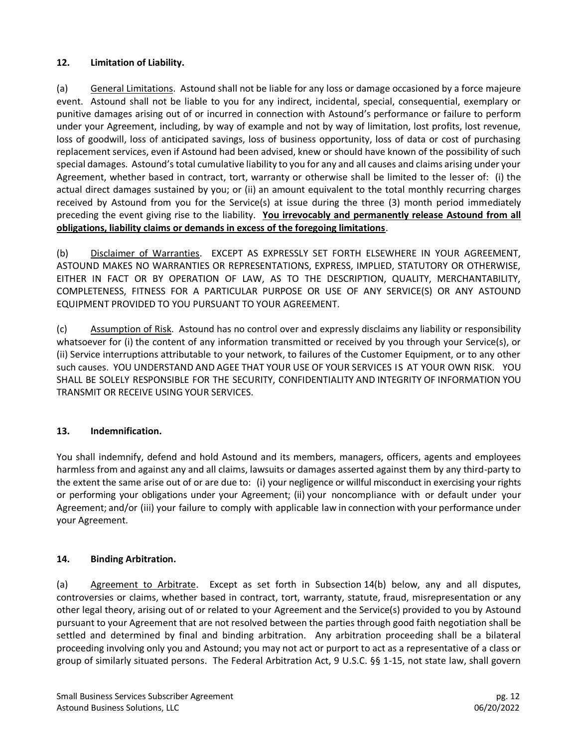**12. Limitation of Liability.**

(a) General Limitations. Astound shall not be liable for any loss or damage occasioned by a force majeure event. Astound shall not be liable to you for any indirect, incidental, special, consequential, exemplary or punitive damages arising out of or incurred in connection with Astound's performance or failure to perform under your Agreement, including, by way of example and not by way of limitation, lost profits, lost revenue, loss of goodwill, loss of anticipated savings, loss of business opportunity, loss of data or cost of purchasing replacement services, even if Astound had been advised, knew or should have known of the possibility of such special damages. Astound's total cumulative liability to you for any and all causes and claims arising under your Agreement, whether based in contract, tort, warranty or otherwise shall be limited to the lesser of: (i) the actual direct damages sustained by you; or (ii) an amount equivalent to the total monthly recurring charges received by Astound from you for the Service(s) at issue during the three (3) month period immediately preceding the event giving rise to the liability. **You irrevocably and permanently release Astound from all obligations, liability claims or demands in excess of the foregoing limitations**.

(b) Disclaimer of Warranties. EXCEPT AS EXPRESSLY SET FORTH ELSEWHERE IN YOUR AGREEMENT, ASTOUND MAKES NO WARRANTIES OR REPRESENTATIONS, EXPRESS, IMPLIED, STATUTORY OR OTHERWISE, EITHER IN FACT OR BY OPERATION OF LAW, AS TO THE DESCRIPTION, QUALITY, MERCHANTABILITY, COMPLETENESS, FITNESS FOR A PARTICULAR PURPOSE OR USE OF ANY SERVICE(S) OR ANY ASTOUND EQUIPMENT PROVIDED TO YOU PURSUANT TO YOUR AGREEMENT.

(c) Assumption of Risk. Astound has no control over and expressly disclaims any liability or responsibility whatsoever for (i) the content of any information transmitted or received by you through your Service(s), or (ii) Service interruptions attributable to your network, to failures of the Customer Equipment, or to any other such causes. YOU UNDERSTAND AND AGEE THAT YOUR USE OF YOUR SERVICES IS AT YOUR OWN RISK. YOU SHALL BE SOLELY RESPONSIBLE FOR THE SECURITY, CONFIDENTIALITY AND INTEGRITY OF INFORMATION YOU TRANSMIT OR RECEIVE USING YOUR SERVICES.

**13. Indemnification.**

You shall indemnify, defend and hold Astound and its members, managers, officers, agents and employees harmless from and against any and all claims, lawsuits or damages asserted against them by any third-party to the extent the same arise out of or are due to: (i) your negligence or willful misconduct in exercising your rights or performing your obligations under your Agreement; (ii) your noncompliance with or default under your Agreement; and/or (iii) your failure to comply with applicable law in connection with your performance under your Agreement.

**14. Binding Arbitration.**

(a) Agreement to Arbitrate. Except as set forth in Subsection 14(b) below, any and all disputes, controversies or claims, whether based in contract, tort, warranty, statute, fraud, misrepresentation or any other legal theory, arising out of or related to your Agreement and the Service(s) provided to you by Astound pursuant to your Agreement that are not resolved between the parties through good faith negotiation shall be settled and determined by final and binding arbitration. Any arbitration proceeding shall be a bilateral proceeding involving only you and Astound; you may not act or purport to act as a representative of a class or group of similarly situated persons. The Federal Arbitration Act, 9 U.S.C. §§ 1-15, not state law, shall govern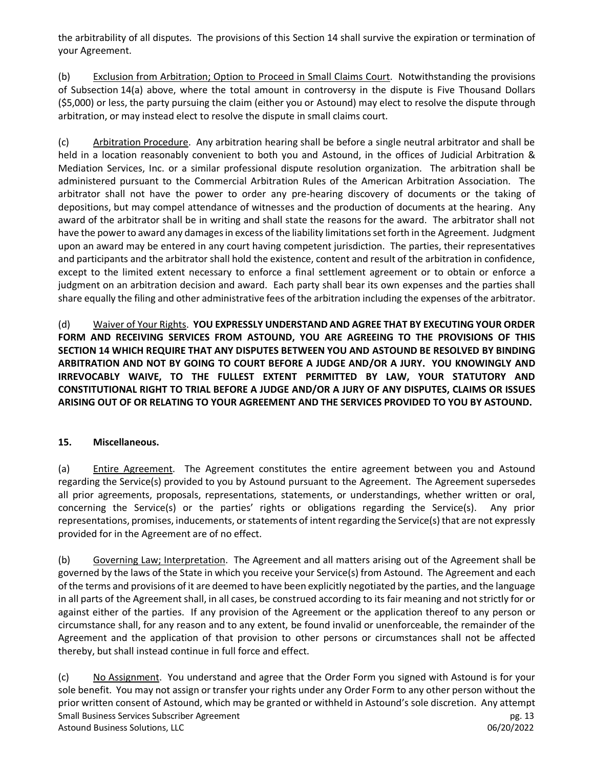the arbitrability of all disputes. The provisions of this Section 14 shall survive the expiration or termination of your Agreement.

(b) Exclusion from Arbitration; Option to Proceed in Small Claims Court. Notwithstanding the provisions of Subsection 14(a) above, where the total amount in controversy in the dispute is Five Thousand Dollars ($5,000) or less, the party pursuing the claim (either you or Astound) may elect to resolve the dispute through arbitration, or may instead elect to resolve the dispute in small claims court.

(c) Arbitration Procedure. Any arbitration hearing shall be before a single neutral arbitrator and shall be held in a location reasonably convenient to both you and Astound, in the offices of Judicial Arbitration & Mediation Services, Inc. or a similar professional dispute resolution organization. The arbitration shall be administered pursuant to the Commercial Arbitration Rules of the American Arbitration Association. The arbitrator shall not have the power to order any pre-hearing discovery of documents or the taking of depositions, but may compel attendance of witnesses and the production of documents at the hearing. Any award of the arbitrator shall be in writing and shall state the reasons for the award. The arbitrator shall not have the power to award any damages in excess of the liability limitations set forth in the Agreement. Judgment upon an award may be entered in any court having competent jurisdiction. The parties, their representatives and participants and the arbitrator shall hold the existence, content and result of the arbitration in confidence, except to the limited extent necessary to enforce a final settlement agreement or to obtain or enforce a judgment on an arbitration decision and award. Each party shall bear its own expenses and the parties shall share equally the filing and other administrative fees of the arbitration including the expenses of the arbitrator.

(d) Waiver of Your Rights. **YOU EXPRESSLY UNDERSTAND AND AGREE THAT BY EXECUTING YOUR ORDER FORM AND RECEIVING SERVICES FROM ASTOUND, YOU ARE AGREEING TO THE PROVISIONS OF THIS SECTION 14 WHICH REQUIRE THAT ANY DISPUTES BETWEEN YOU AND ASTOUND BE RESOLVED BY BINDING ARBITRATION AND NOT BY GOING TO COURT BEFORE A JUDGE AND/OR A JURY. YOU KNOWINGLY AND IRREVOCABLY WAIVE, TO THE FULLEST EXTENT PERMITTED BY LAW, YOUR STATUTORY AND CONSTITUTIONAL RIGHT TO TRIAL BEFORE A JUDGE AND/OR A JURY OF ANY DISPUTES, CLAIMS OR ISSUES ARISING OUT OF OR RELATING TO YOUR AGREEMENT AND THE SERVICES PROVIDED TO YOU BY ASTOUND.**

## 15. Miscellaneous.

(a) Entire Agreement. The Agreement constitutes the entire agreement between you and Astound regarding the Service(s) provided to you by Astound pursuant to the Agreement. The Agreement supersedes all prior agreements, proposals, representations, statements, or understandings, whether written or oral, concerning the Service(s) or the parties' rights or obligations regarding the Service(s). Any prior representations, promises, inducements, or statements of intent regarding the Service(s) that are not expressly provided for in the Agreement are of no effect.

(b) Governing Law; Interpretation. The Agreement and all matters arising out of the Agreement shall be governed by the laws of the State in which you receive your Service(s) from Astound. The Agreement and each of the terms and provisions of it are deemed to have been explicitly negotiated by the parties, and the language in all parts of the Agreement shall, in all cases, be construed according to its fair meaning and not strictly for or against either of the parties. If any provision of the Agreement or the application thereof to any person or circumstance shall, for any reason and to any extent, be found invalid or unenforceable, the remainder of the Agreement and the application of that provision to other persons or circumstances shall not be affected thereby, but shall instead continue in full force and effect.

(c) No Assignment. You understand and agree that the Order Form you signed with Astound is for your sole benefit. You may not assign or transfer your rights under any Order Form to any other person without the prior written consent of Astound, which may be granted or withheld in Astound's sole discretion. Any attempt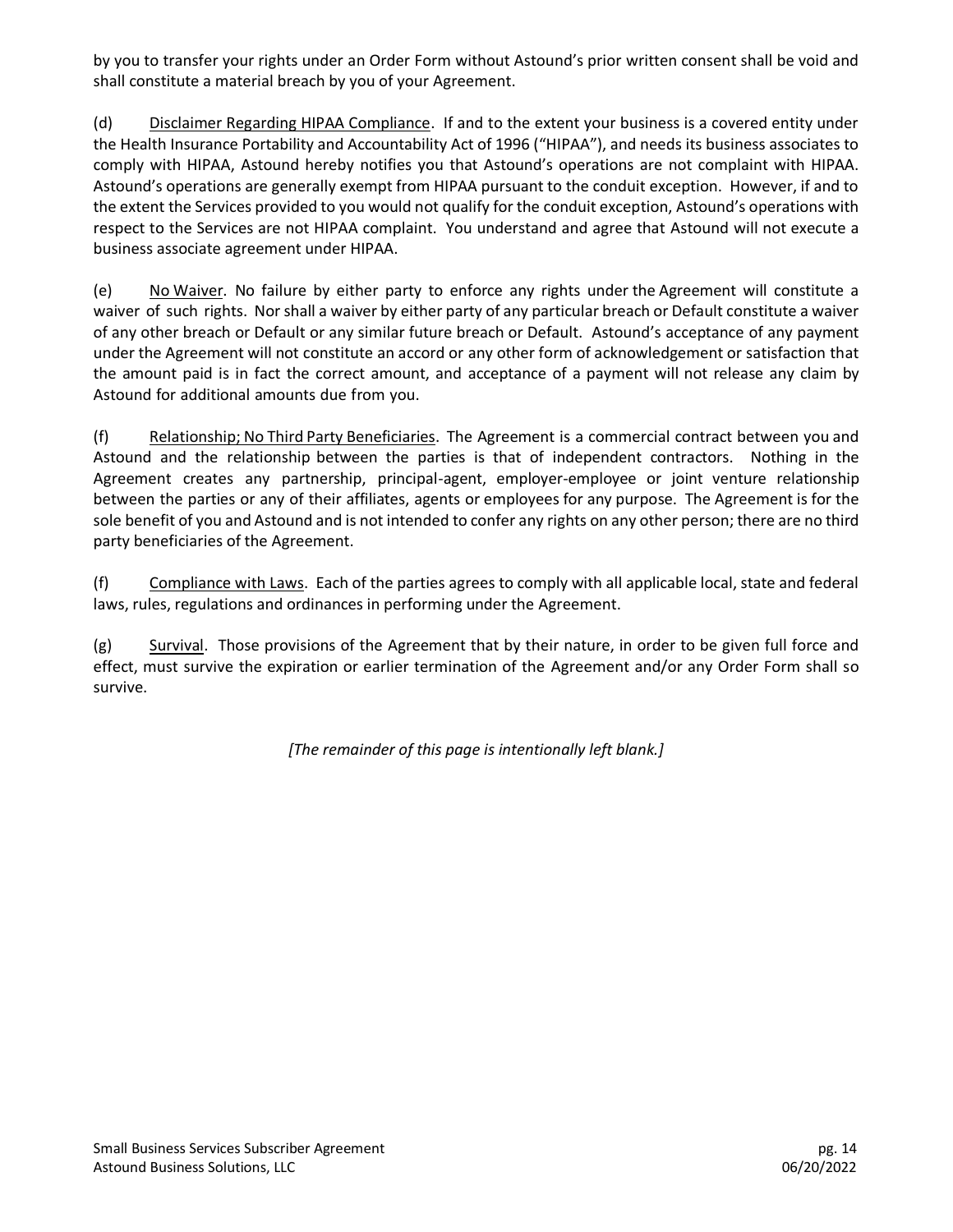by you to transfer your rights under an Order Form without Astound's prior written consent shall be void and shall constitute a material breach by you of your Agreement.

(d) Disclaimer Regarding HIPAA Compliance. If and to the extent your business is a covered entity under the Health Insurance Portability and Accountability Act of 1996 ("HIPAA"), and needs its business associates to comply with HIPAA, Astound hereby notifies you that Astound's operations are not complaint with HIPAA. Astound's operations are generally exempt from HIPAA pursuant to the conduit exception. However, if and to the extent the Services provided to you would not qualify for the conduit exception, Astound's operations with respect to the Services are not HIPAA complaint. You understand and agree that Astound will not execute a business associate agreement under HIPAA.

(e) No Waiver. No failure by either party to enforce any rights under the Agreement will constitute a waiver of such rights. Nor shall a waiver by either party of any particular breach or Default constitute a waiver of any other breach or Default or any similar future breach or Default. Astound's acceptance of any payment under the Agreement will not constitute an accord or any other form of acknowledgement or satisfaction that the amount paid is in fact the correct amount, and acceptance of a payment will not release any claim by Astound for additional amounts due from you.

(f) Relationship; No Third Party Beneficiaries. The Agreement is a commercial contract between you and Astound and the relationship between the parties is that of independent contractors. Nothing in the Agreement creates any partnership, principal-agent, employer-employee or joint venture relationship between the parties or any of their affiliates, agents or employees for any purpose. The Agreement is for the sole benefit of you and Astound and is not intended to confer any rights on any other person; there are no third party beneficiaries of the Agreement.

(f) Compliance with Laws. Each of the parties agrees to comply with all applicable local, state and federal laws, rules, regulations and ordinances in performing under the Agreement.

(g) Survival. Those provisions of the Agreement that by their nature, in order to be given full force and effect, must survive the expiration or earlier termination of the Agreement and/or any Order Form shall so survive.

*[The remainder of this page is intentionally left blank.]*